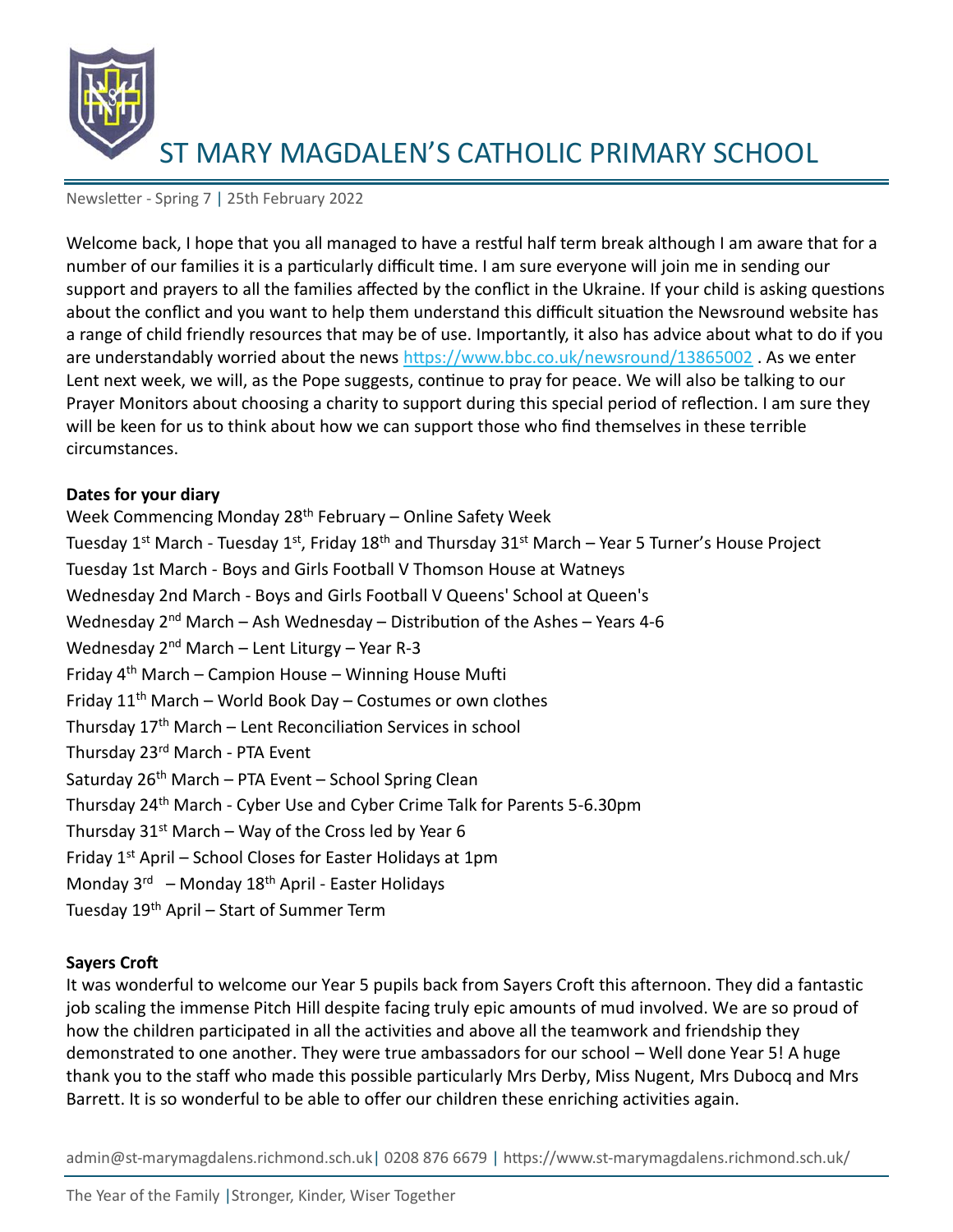# ST MARY MAGDALEN'S CATHOLIC PRIMARY SCHOOL

Newsletter - Spring 7 | 25th February 2022

Welcome back, I hope that you all managed to have a restful half term break although I am aware that for a number of our families it is a particularly difficult time. I am sure everyone will join me in sending our support and prayers to all the families affected by the conflict in the Ukraine. If your child is asking questions about the conflict and you want to help them understand this difficult situation the Newsround website has a range of child friendly resources that may be of use. Importantly, it also has advice about what to do if you are understandably worried about the news https://www.bbc.co.uk/newsround/13865002 . As we enter Lent next week, we will, as the Pope suggests, continue to pray for peace. We will also be talking to our Prayer Monitors about choosing a charity to support during this special period of reflection. I am sure they will be keen for us to think about how we can support those who find themselves in these terrible circumstances.

**Dates for your diary**

Week Commencing Monday 28th February – Online Safety Week
Tuesday 1st March - Tuesday 1st, Friday 18th and Thursday 31st March – Year 5 Turner's House Project
Tuesday 1st March - Boys and Girls Football V Thomson House at Watneys
Wednesday 2nd March - Boys and Girls Football V Queens' School at Queen's
Wednesday 2nd March – Ash Wednesday – Distribution of the Ashes – Years 4-6
Wednesday 2nd March – Lent Liturgy – Year R-3
Friday 4th March – Campion House – Winning House Mufti
Friday 11th March – World Book Day – Costumes or own clothes
Thursday 17th March – Lent Reconciliation Services in school
Thursday 23rd March - PTA Event
Saturday 26th March – PTA Event – School Spring Clean
Thursday 24th March - Cyber Use and Cyber Crime Talk for Parents 5-6.30pm
Thursday 31st March – Way of the Cross led by Year 6
Friday 1st April – School Closes for Easter Holidays at 1pm
Monday 3rd – Monday 18th April - Easter Holidays
Tuesday 19th April – Start of Summer Term

**Sayers Croft**

It was wonderful to welcome our Year 5 pupils back from Sayers Croft this afternoon. They did a fantastic job scaling the immense Pitch Hill despite facing truly epic amounts of mud involved. We are so proud of how the children participated in all the activities and above all the teamwork and friendship they demonstrated to one another. They were true ambassadors for our school – Well done Year 5! A huge thank you to the staff who made this possible particularly Mrs Derby, Miss Nugent, Mrs Dubocq and Mrs Barrett. It is so wonderful to be able to offer our children these enriching activities again.

admin@st-marymagdalens.richmond.sch.uk | 0208 876 6679 | https://www.st-marymagdalens.richmond.sch.uk/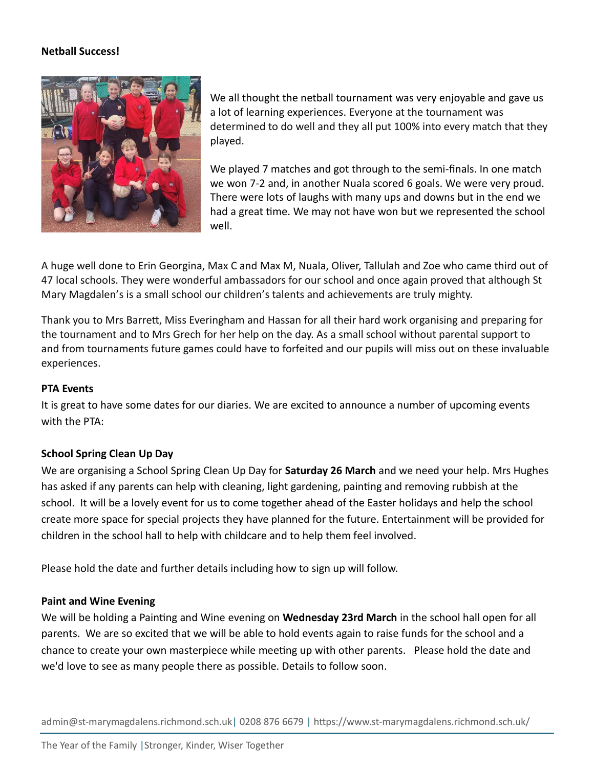**Netball Success!**

We all thought the netball tournament was very enjoyable and gave us a lot of learning experiences. Everyone at the tournament was determined to do well and they all put 100% into every match that they played.

We played 7 matches and got through to the semi-finals. In one match we won 7-2 and, in another Nuala scored 6 goals. We were very proud. There were lots of laughs with many ups and downs but in the end we had a great time. We may not have won but we represented the school well.

A huge well done to Erin Georgina, Max C and Max M, Nuala, Oliver, Tallulah and Zoe who came third out of 47 local schools. They were wonderful ambassadors for our school and once again proved that although St Mary Magdalen's is a small school our children's talents and achievements are truly mighty.

Thank you to Mrs Barrett, Miss Everingham and Hassan for all their hard work organising and preparing for the tournament and to Mrs Grech for her help on the day. As a small school without parental support to and from tournaments future games could have to forfeited and our pupils will miss out on these invaluable experiences.

**PTA Events**

It is great to have some dates for our diaries. We are excited to announce a number of upcoming events with the PTA:

**School Spring Clean Up Day**

We are organising a School Spring Clean Up Day for **Saturday 26 March** and we need your help. Mrs Hughes has asked if any parents can help with cleaning, light gardening, painting and removing rubbish at the school. It will be a lovely event for us to come together ahead of the Easter holidays and help the school create more space for special projects they have planned for the future. Entertainment will be provided for children in the school hall to help with childcare and to help them feel involved.

Please hold the date and further details including how to sign up will follow.

**Paint and Wine Evening**

We will be holding a Painting and Wine evening on **Wednesday 23rd March** in the school hall open for all parents. We are so excited that we will be able to hold events again to raise funds for the school and a chance to create your own masterpiece while meeting up with other parents. Please hold the date and we'd love to see as many people there as possible. Details to follow soon.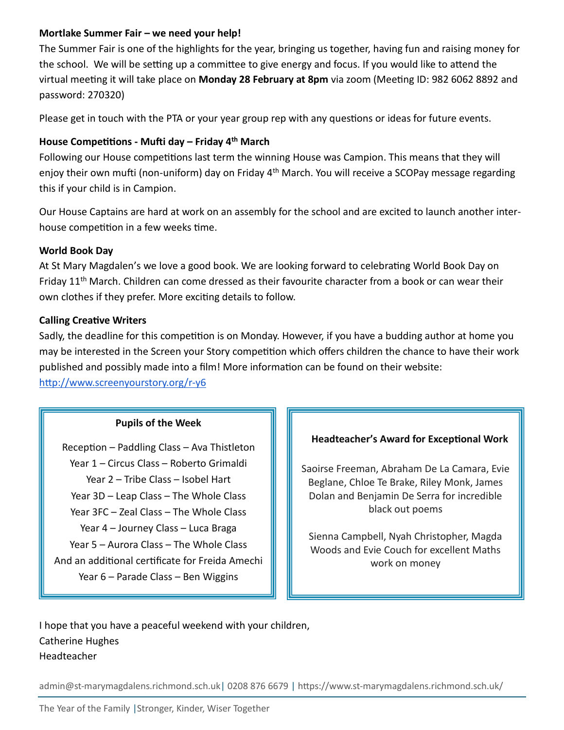**Mortlake Summer Fair – we need your help!**

The Summer Fair is one of the highlights for the year, bringing us together, having fun and raising money for the school. We will be setting up a committee to give energy and focus. If you would like to attend the virtual meeting it will take place on **Monday 28 February at 8pm** via zoom (Meeting ID: 982 6062 8892 and password: 270320)

Please get in touch with the PTA or your year group rep with any questions or ideas for future events.

**House Competitions - Mufti day – Friday 4th March**

Following our House competitions last term the winning House was Campion. This means that they will enjoy their own mufti (non-uniform) day on Friday 4th March. You will receive a SCOPay message regarding this if your child is in Campion.

Our House Captains are hard at work on an assembly for the school and are excited to launch another inter-house competition in a few weeks time.

**World Book Day**

At St Mary Magdalen's we love a good book. We are looking forward to celebrating World Book Day on Friday 11th March. Children can come dressed as their favourite character from a book or can wear their own clothes if they prefer. More exciting details to follow.

**Calling Creative Writers**

Sadly, the deadline for this competition is on Monday. However, if you have a budding author at home you may be interested in the Screen your Story competition which offers children the chance to have their work published and possibly made into a film! More information can be found on their website: [http://www.screenyourstory.org/r-y6](http://www.screenyourstory.org/r-y6)

**Pupils of the Week**

Reception – Paddling Class – Ava Thistleton
Year 1 – Circus Class – Roberto Grimaldi
Year 2 – Tribe Class – Isobel Hart
Year 3D – Leap Class – The Whole Class
Year 3FC – Zeal Class – The Whole Class
Year 4 – Journey Class – Luca Braga
Year 5 – Aurora Class – The Whole Class
And an additional certificate for Freida Amechi
Year 6 – Parade Class – Ben Wiggins

**Headteacher's Award for Exceptional Work**

Saoirse Freeman, Abraham De La Camara, Evie Beglane, Chloe Te Brake, Riley Monk, James Dolan and Benjamin De Serra for incredible black out poems

Sienna Campbell, Nyah Christopher, Magda Woods and Evie Couch for excellent Maths work on money

I hope that you have a peaceful weekend with your children,
Catherine Hughes
Headteacher